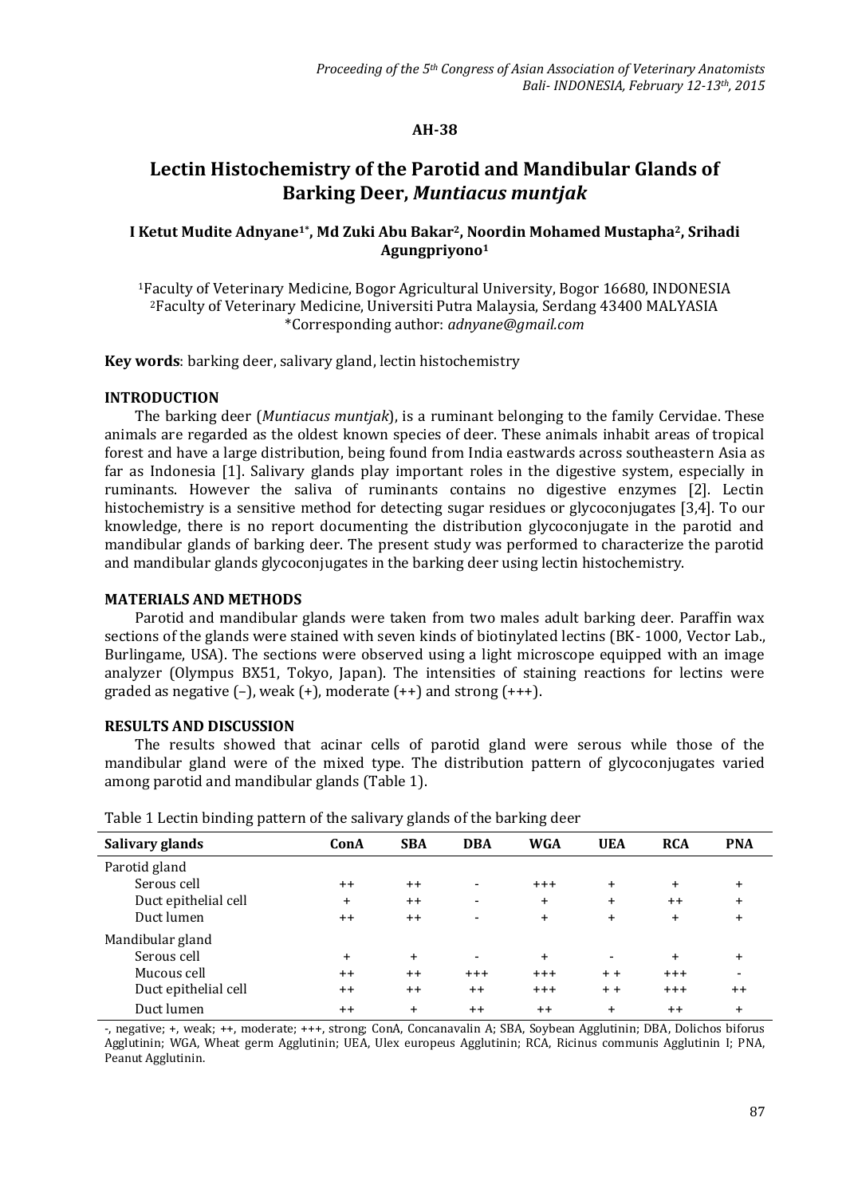**AH-38**

# Lectin Histochemistry of the Parotid and Mandibular Glands of Barking Deer, *Muntiacus muntjak*

**I Ketut Mudite Adnyane[1*], Md Zuki Abu Bakar[2], Noordin Mohamed Mustapha[2], Srihadi Agungpriyono[1]**

[1]Faculty of Veterinary Medicine, Bogor Agricultural University, Bogor 16680, INDONESIA
[2]Faculty of Veterinary Medicine, Universiti Putra Malaysia, Serdang 43400 MALYASIA
*Corresponding author: *adnyane@gmail.com*

**Key words**: barking deer, salivary gland, lectin histochemistry

## INTRODUCTION

The barking deer (*Muntiacus muntjak*), is a ruminant belonging to the family Cervidae. These animals are regarded as the oldest known species of deer. These animals inhabit areas of tropical forest and have a large distribution, being found from India eastwards across southeastern Asia as far as Indonesia [1]. Salivary glands play important roles in the digestive system, especially in ruminants. However the saliva of ruminants contains no digestive enzymes [2]. Lectin histochemistry is a sensitive method for detecting sugar residues or glycoconjugates [3,4]. To our knowledge, there is no report documenting the distribution glycoconjugate in the parotid and mandibular glands of barking deer. The present study was performed to characterize the parotid and mandibular glands glycoconjugates in the barking deer using lectin histochemistry.

## MATERIALS AND METHODS

Parotid and mandibular glands were taken from two males adult barking deer. Paraffin wax sections of the glands were stained with seven kinds of biotinylated lectins (BK- 1000, Vector Lab., Burlingame, USA). The sections were observed using a light microscope equipped with an image analyzer (Olympus BX51, Tokyo, Japan). The intensities of staining reactions for lectins were graded as negative (–), weak (+), moderate (++) and strong (+++).

## RESULTS AND DISCUSSION

The results showed that acinar cells of parotid gland were serous while those of the mandibular gland were of the mixed type. The distribution pattern of glycoconjugates varied among parotid and mandibular glands (Table 1).

Table 1 Lectin binding pattern of the salivary glands of the barking deer

| Salivary glands | ConA | SBA | DBA | WGA | UEA | RCA | PNA |
|---|---|---|---|---|---|---|---|
| Parotid gland | | | | | | | |
| Serous cell | ++ | ++ | - | +++ | + | + | + |
| Duct epithelial cell | + | ++ | - | + | + | ++ | + |
| Duct lumen | ++ | ++ | - | + | + | + | + |
| Mandibular gland | | | | | | | |
| Serous cell | + | + | - | + | - | + | + |
| Mucous cell | ++ | ++ | +++ | +++ | + + | +++ | - |
| Duct epithelial cell | ++ | ++ | ++ | +++ | + + | +++ | ++ |
| Duct lumen | ++ | + | ++ | ++ | + | ++ | + |

-, negative; +, weak; ++, moderate; +++, strong; ConA, Concanavalin A; SBA, Soybean Agglutinin; DBA, Dolichos biforus Agglutinin; WGA, Wheat germ Agglutinin; UEA, Ulex europeus Agglutinin; RCA, Ricinus communis Agglutinin I; PNA, Peanut Agglutinin.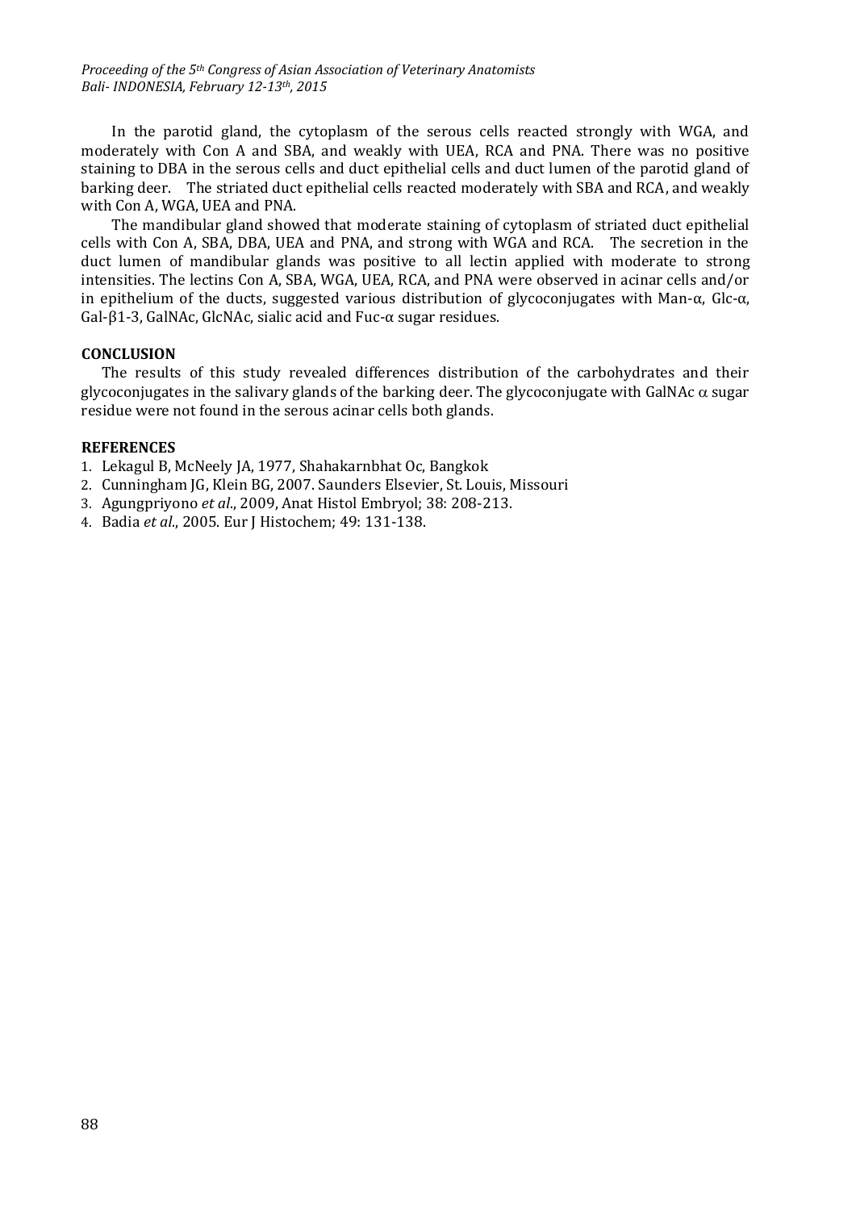In the parotid gland, the cytoplasm of the serous cells reacted strongly with WGA, and moderately with Con A and SBA, and weakly with UEA, RCA and PNA. There was no positive staining to DBA in the serous cells and duct epithelial cells and duct lumen of the parotid gland of barking deer. The striated duct epithelial cells reacted moderately with SBA and RCA, and weakly with Con A, WGA, UEA and PNA.

The mandibular gland showed that moderate staining of cytoplasm of striated duct epithelial cells with Con A, SBA, DBA, UEA and PNA, and strong with WGA and RCA. The secretion in the duct lumen of mandibular glands was positive to all lectin applied with moderate to strong intensities. The lectins Con A, SBA, WGA, UEA, RCA, and PNA were observed in acinar cells and/or in epithelium of the ducts, suggested various distribution of glycoconjugates with Man-α, Glc-α, Gal-β1-3, GalNAc, GlcNAc, sialic acid and Fuc-α sugar residues.

## CONCLUSION

The results of this study revealed differences distribution of the carbohydrates and their glycoconjugates in the salivary glands of the barking deer. The glycoconjugate with GalNAc α sugar residue were not found in the serous acinar cells both glands.

## REFERENCES

1. Lekagul B, McNeely JA, 1977, Shahakarnbhat Oc, Bangkok
2. Cunningham JG, Klein BG, 2007. Saunders Elsevier, St. Louis, Missouri
3. Agungpriyono *et al*., 2009, Anat Histol Embryol; 38: 208-213.
4. Badia *et al*., 2005. Eur J Histochem; 49: 131-138.